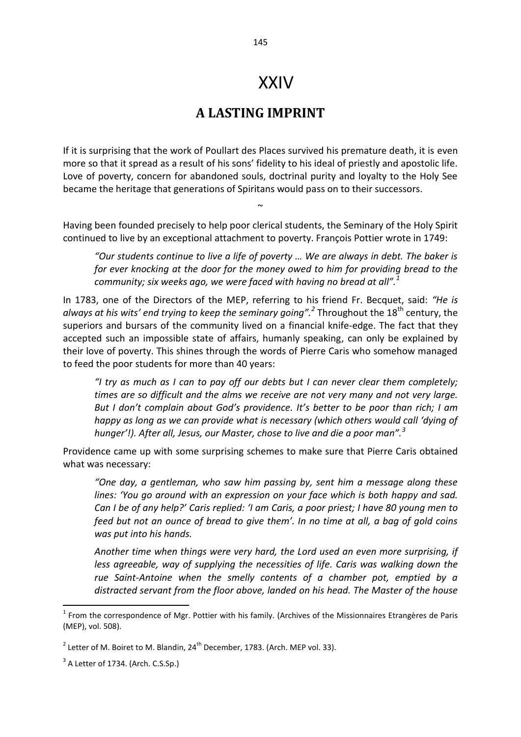# XXIV

## A LASTING IMPRINT

If it is surprising that the work of Poullart des Places survived his premature death, it is even more so that it spread as a result of his sons' fidelity to his ideal of priestly and apostolic life. Love of poverty, concern for abandoned souls, doctrinal purity and loyalty to the Holy See became the heritage that generations of Spiritans would pass on to their successors.

~

Having been founded precisely to help poor clerical students, the Seminary of the Holy Spirit continued to live by an exceptional attachment to poverty. François Pottier wrote in 1749:

> *"Our students continue to live a life of poverty … We are always in debt. The baker is for ever knocking at the door for the money owed to him for providing bread to the community; six weeks ago, we were faced with having no bread at all".*[1]

In 1783, one of the Directors of the MEP, referring to his friend Fr. Becquet, said: *"He is always at his wits' end trying to keep the seminary going".*[2] Throughout the 18th century, the superiors and bursars of the community lived on a financial knife-edge. The fact that they accepted such an impossible state of affairs, humanly speaking, can only be explained by their love of poverty. This shines through the words of Pierre Caris who somehow managed to feed the poor students for more than 40 years:

> *"I try as much as I can to pay off our debts but I can never clear them completely; times are so difficult and the alms we receive are not very many and not very large. But I don't complain about God's providence. It's better to be poor than rich; I am happy as long as we can provide what is necessary (which others would call 'dying of hunger'!). After all, Jesus, our Master, chose to live and die a poor man".*[3]

Providence came up with some surprising schemes to make sure that Pierre Caris obtained what was necessary:

> *"One day, a gentleman, who saw him passing by, sent him a message along these lines: 'You go around with an expression on your face which is both happy and sad. Can I be of any help?' Caris replied: 'I am Caris, a poor priest; I have 80 young men to feed but not an ounce of bread to give them'. In no time at all, a bag of gold coins was put into his hands.*
>
> *Another time when things were very hard, the Lord used an even more surprising, if less agreeable, way of supplying the necessities of life. Caris was walking down the rue Saint-Antoine when the smelly contents of a chamber pot, emptied by a distracted servant from the floor above, landed on his head. The Master of the house*

---

[1] From the correspondence of Mgr. Pottier with his family. (Archives of the Missionnaires Etrangères de Paris (MEP), vol. 508).

[2] Letter of M. Boiret to M. Blandin, 24th December, 1783. (Arch. MEP vol. 33).

[3] A Letter of 1734. (Arch. C.S.Sp.)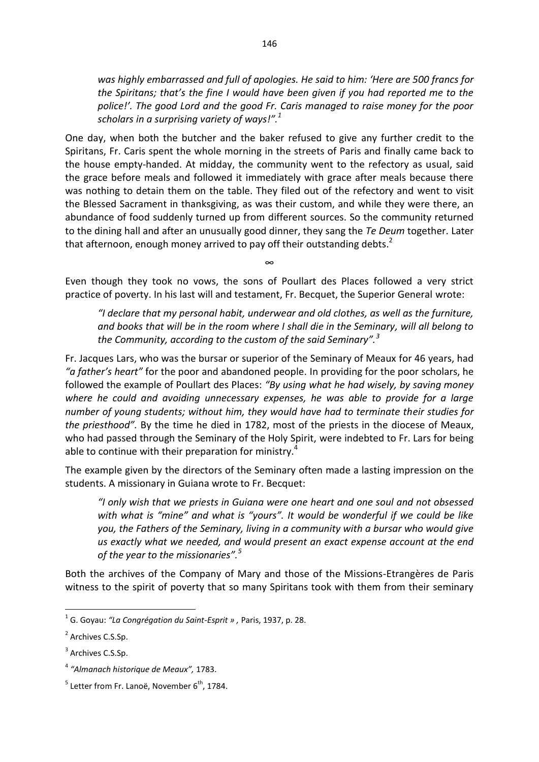*was highly embarrassed and full of apologies. He said to him: 'Here are 500 francs for the Spiritans; that's the fine I would have been given if you had reported me to the police!'. The good Lord and the good Fr. Caris managed to raise money for the poor scholars in a surprising variety of ways!".*[1]

One day, when both the butcher and the baker refused to give any further credit to the Spiritans, Fr. Caris spent the whole morning in the streets of Paris and finally came back to the house empty-handed. At midday, the community went to the refectory as usual, said the grace before meals and followed it immediately with grace after meals because there was nothing to detain them on the table. They filed out of the refectory and went to visit the Blessed Sacrament in thanksgiving, as was their custom, and while they were there, an abundance of food suddenly turned up from different sources. So the community returned to the dining hall and after an unusually good dinner, they sang the *Te Deum* together. Later that afternoon, enough money arrived to pay off their outstanding debts.[2]

∞

Even though they took no vows, the sons of Poullart des Places followed a very strict practice of poverty. In his last will and testament, Fr. Becquet, the Superior General wrote:

> *"I declare that my personal habit, underwear and old clothes, as well as the furniture, and books that will be in the room where I shall die in the Seminary, will all belong to the Community, according to the custom of the said Seminary".*[3]

Fr. Jacques Lars, who was the bursar or superior of the Seminary of Meaux for 46 years, had *"a father's heart"* for the poor and abandoned people. In providing for the poor scholars, he followed the example of Poullart des Places: *"By using what he had wisely, by saving money where he could and avoiding unnecessary expenses, he was able to provide for a large number of young students; without him, they would have had to terminate their studies for the priesthood".* By the time he died in 1782, most of the priests in the diocese of Meaux, who had passed through the Seminary of the Holy Spirit, were indebted to Fr. Lars for being able to continue with their preparation for ministry.[4]

The example given by the directors of the Seminary often made a lasting impression on the students. A missionary in Guiana wrote to Fr. Becquet:

> *"I only wish that we priests in Guiana were one heart and one soul and not obsessed with what is "mine" and what is "yours". It would be wonderful if we could be like you, the Fathers of the Seminary, living in a community with a bursar who would give us exactly what we needed, and would present an exact expense account at the end of the year to the missionaries".*[5]

Both the archives of the Company of Mary and those of the Missions-Etrangères de Paris witness to the spirit of poverty that so many Spiritans took with them from their seminary

---

[1] G. Goyau: *"La Congrégation du Saint-Esprit » ,* Paris, 1937, p. 28.

[2] Archives C.S.Sp.

[3] Archives C.S.Sp.

[4] *"Almanach historique de Meaux",* 1783.

[5] Letter from Fr. Lanoë, November 6th, 1784.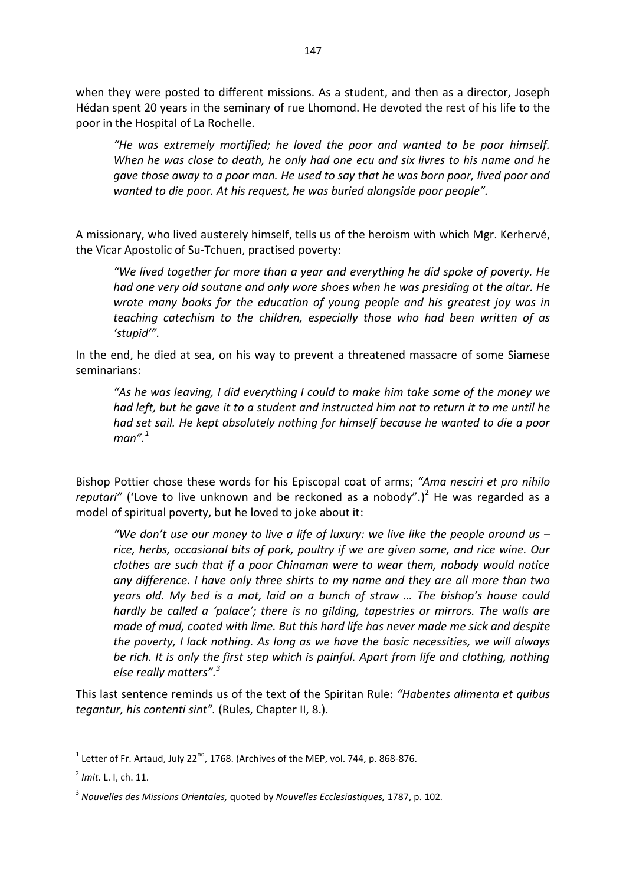when they were posted to different missions. As a student, and then as a director, Joseph Hédan spent 20 years in the seminary of rue Lhomond. He devoted the rest of his life to the poor in the Hospital of La Rochelle.

> *"He was extremely mortified; he loved the poor and wanted to be poor himself. When he was close to death, he only had one ecu and six livres to his name and he gave those away to a poor man. He used to say that he was born poor, lived poor and wanted to die poor. At his request, he was buried alongside poor people".*

A missionary, who lived austerely himself, tells us of the heroism with which Mgr. Kerhervé, the Vicar Apostolic of Su-Tchuen, practised poverty:

> *"We lived together for more than a year and everything he did spoke of poverty. He had one very old soutane and only wore shoes when he was presiding at the altar. He wrote many books for the education of young people and his greatest joy was in teaching catechism to the children, especially those who had been written of as 'stupid'".*

In the end, he died at sea, on his way to prevent a threatened massacre of some Siamese seminarians:

> *"As he was leaving, I did everything I could to make him take some of the money we had left, but he gave it to a student and instructed him not to return it to me until he had set sail. He kept absolutely nothing for himself because he wanted to die a poor man".*[1]

Bishop Pottier chose these words for his Episcopal coat of arms; *"Ama nesciri et pro nihilo reputari"* ('Love to live unknown and be reckoned as a nobody".)[2] He was regarded as a model of spiritual poverty, but he loved to joke about it:

> *"We don't use our money to live a life of luxury: we live like the people around us – rice, herbs, occasional bits of pork, poultry if we are given some, and rice wine. Our clothes are such that if a poor Chinaman were to wear them, nobody would notice any difference. I have only three shirts to my name and they are all more than two years old. My bed is a mat, laid on a bunch of straw … The bishop's house could hardly be called a 'palace'; there is no gilding, tapestries or mirrors. The walls are made of mud, coated with lime. But this hard life has never made me sick and despite the poverty, I lack nothing. As long as we have the basic necessities, we will always be rich. It is only the first step which is painful. Apart from life and clothing, nothing else really matters".*[3]

This last sentence reminds us of the text of the Spiritan Rule: *"Habentes alimenta et quibus tegantur, his contenti sint".* (Rules, Chapter II, 8.).

---

[1] Letter of Fr. Artaud, July 22nd, 1768. (Archives of the MEP, vol. 744, p. 868-876.

[2] *Imit.* L. I, ch. 11.

[3] *Nouvelles des Missions Orientales,* quoted by *Nouvelles Ecclesiastiques,* 1787, p. 102.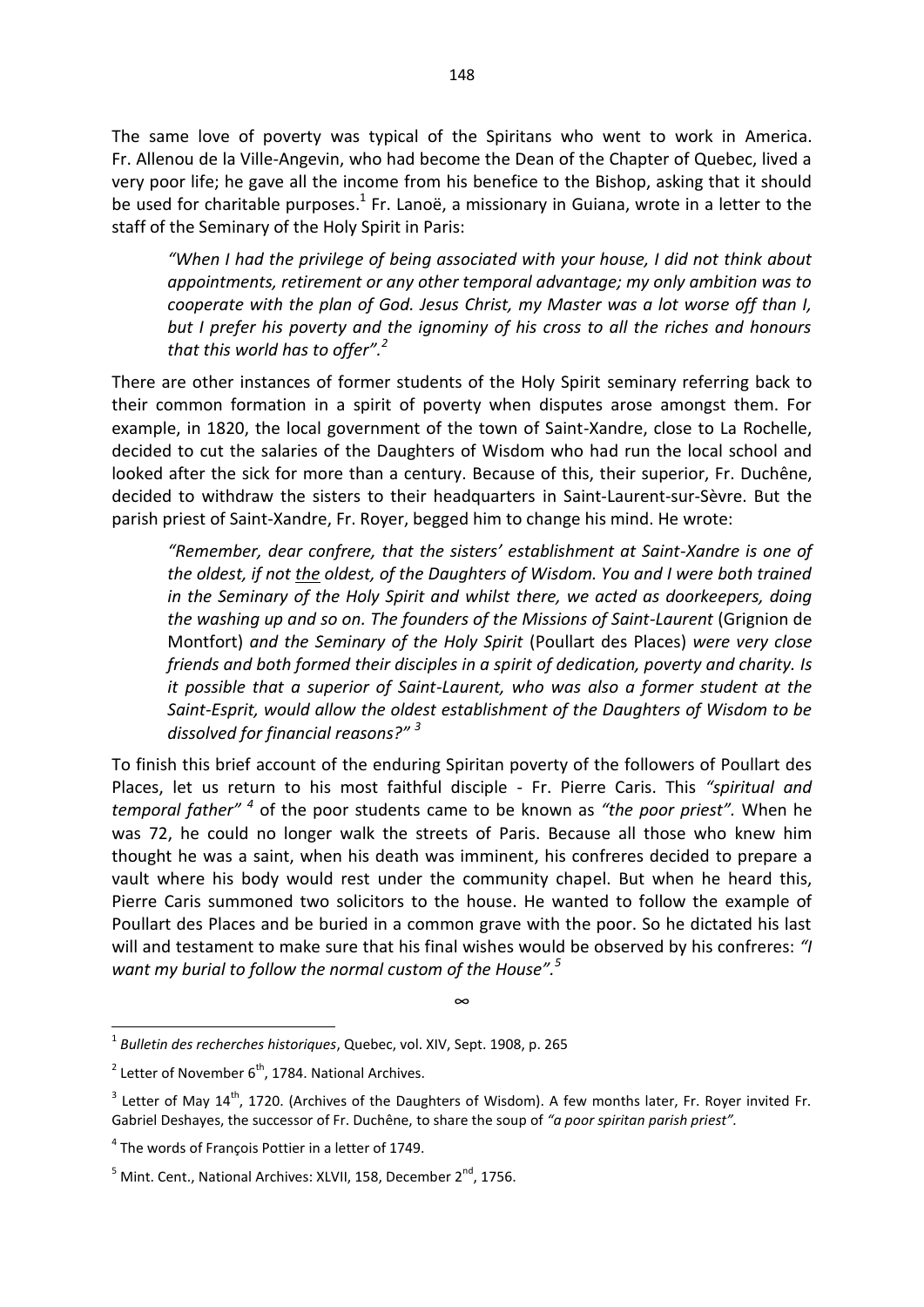The same love of poverty was typical of the Spiritans who went to work in America. Fr. Allenou de la Ville-Angevin, who had become the Dean of the Chapter of Quebec, lived a very poor life; he gave all the income from his benefice to the Bishop, asking that it should be used for charitable purposes.[1] Fr. Lanoë, a missionary in Guiana, wrote in a letter to the staff of the Seminary of the Holy Spirit in Paris:

> *"When I had the privilege of being associated with your house, I did not think about appointments, retirement or any other temporal advantage; my only ambition was to cooperate with the plan of God. Jesus Christ, my Master was a lot worse off than I, but I prefer his poverty and the ignominy of his cross to all the riches and honours that this world has to offer".*[2]

There are other instances of former students of the Holy Spirit seminary referring back to their common formation in a spirit of poverty when disputes arose amongst them. For example, in 1820, the local government of the town of Saint-Xandre, close to La Rochelle, decided to cut the salaries of the Daughters of Wisdom who had run the local school and looked after the sick for more than a century. Because of this, their superior, Fr. Duchêne, decided to withdraw the sisters to their headquarters in Saint-Laurent-sur-Sèvre. But the parish priest of Saint-Xandre, Fr. Royer, begged him to change his mind. He wrote:

> *"Remember, dear confrere, that the sisters' establishment at Saint-Xandre is one of the oldest, if not the oldest, of the Daughters of Wisdom. You and I were both trained in the Seminary of the Holy Spirit and whilst there, we acted as doorkeepers, doing the washing up and so on. The founders of the Missions of Saint-Laurent* (Grignion de Montfort) *and the Seminary of the Holy Spirit* (Poullart des Places) *were very close friends and both formed their disciples in a spirit of dedication, poverty and charity. Is it possible that a superior of Saint-Laurent, who was also a former student at the Saint-Esprit, would allow the oldest establishment of the Daughters of Wisdom to be dissolved for financial reasons?"* [3]

To finish this brief account of the enduring Spiritan poverty of the followers of Poullart des Places, let us return to his most faithful disciple - Fr. Pierre Caris. This *"spiritual and temporal father"* [4] of the poor students came to be known as *"the poor priest".* When he was 72, he could no longer walk the streets of Paris. Because all those who knew him thought he was a saint, when his death was imminent, his confreres decided to prepare a vault where his body would rest under the community chapel. But when he heard this, Pierre Caris summoned two solicitors to the house. He wanted to follow the example of Poullart des Places and be buried in a common grave with the poor. So he dictated his last will and testament to make sure that his final wishes would be observed by his confreres: *"I want my burial to follow the normal custom of the House".*[5]

∞

---

[1] *Bulletin des recherches historiques*, Quebec, vol. XIV, Sept. 1908, p. 265

[2] Letter of November 6th, 1784. National Archives.

[3] Letter of May 14th, 1720. (Archives of the Daughters of Wisdom). A few months later, Fr. Royer invited Fr. Gabriel Deshayes, the successor of Fr. Duchêne, to share the soup of *"a poor spiritan parish priest".*

[4] The words of François Pottier in a letter of 1749.

[5] Mint. Cent., National Archives: XLVII, 158, December 2nd, 1756.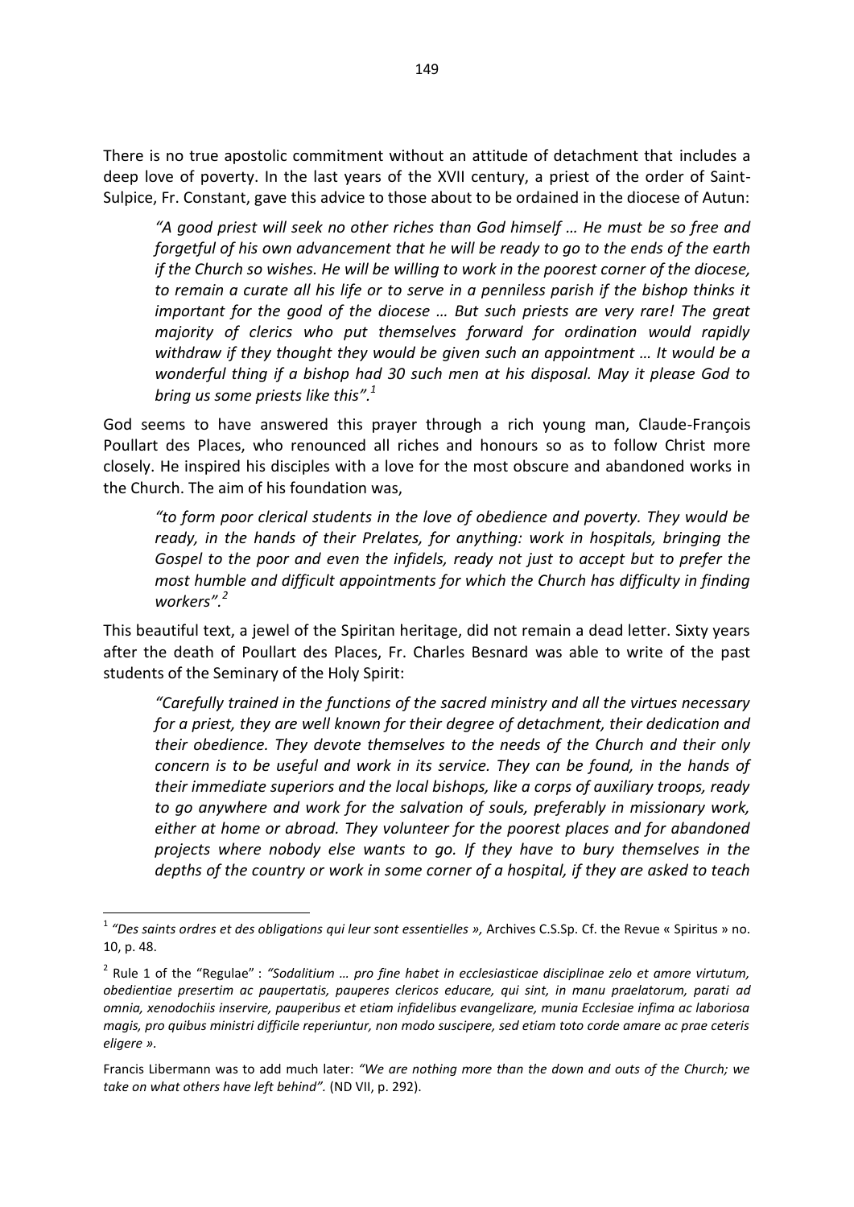There is no true apostolic commitment without an attitude of detachment that includes a deep love of poverty. In the last years of the XVII century, a priest of the order of Saint-Sulpice, Fr. Constant, gave this advice to those about to be ordained in the diocese of Autun:

> *"A good priest will seek no other riches than God himself … He must be so free and forgetful of his own advancement that he will be ready to go to the ends of the earth if the Church so wishes. He will be willing to work in the poorest corner of the diocese, to remain a curate all his life or to serve in a penniless parish if the bishop thinks it important for the good of the diocese … But such priests are very rare! The great majority of clerics who put themselves forward for ordination would rapidly withdraw if they thought they would be given such an appointment … It would be a wonderful thing if a bishop had 30 such men at his disposal. May it please God to bring us some priests like this".*[1]

God seems to have answered this prayer through a rich young man, Claude-François Poullart des Places, who renounced all riches and honours so as to follow Christ more closely. He inspired his disciples with a love for the most obscure and abandoned works in the Church. The aim of his foundation was,

> *"to form poor clerical students in the love of obedience and poverty. They would be ready, in the hands of their Prelates, for anything: work in hospitals, bringing the Gospel to the poor and even the infidels, ready not just to accept but to prefer the most humble and difficult appointments for which the Church has difficulty in finding workers".*[2]

This beautiful text, a jewel of the Spiritan heritage, did not remain a dead letter. Sixty years after the death of Poullart des Places, Fr. Charles Besnard was able to write of the past students of the Seminary of the Holy Spirit:

> *"Carefully trained in the functions of the sacred ministry and all the virtues necessary for a priest, they are well known for their degree of detachment, their dedication and their obedience. They devote themselves to the needs of the Church and their only concern is to be useful and work in its service. They can be found, in the hands of their immediate superiors and the local bishops, like a corps of auxiliary troops, ready to go anywhere and work for the salvation of souls, preferably in missionary work, either at home or abroad. They volunteer for the poorest places and for abandoned projects where nobody else wants to go. If they have to bury themselves in the depths of the country or work in some corner of a hospital, if they are asked to teach*

---

[1] *"Des saints ordres et des obligations qui leur sont essentielles »,* Archives C.S.Sp. Cf. the Revue « Spiritus » no. 10, p. 48.

[2] Rule 1 of the "Regulae" : *"Sodalitium … pro fine habet in ecclesiasticae disciplinae zelo et amore virtutum, obedientiae presertim ac paupertatis, pauperes clericos educare, qui sint, in manu praelatorum, parati ad omnia, xenodochiis inservire, pauperibus et etiam infidelibus evangelizare, munia Ecclesiae infima ac laboriosa magis, pro quibus ministri difficile reperiuntur, non modo suscipere, sed etiam toto corde amare ac prae ceteris eligere ».*

Francis Libermann was to add much later: *"We are nothing more than the down and outs of the Church; we take on what others have left behind".* (ND VII, p. 292).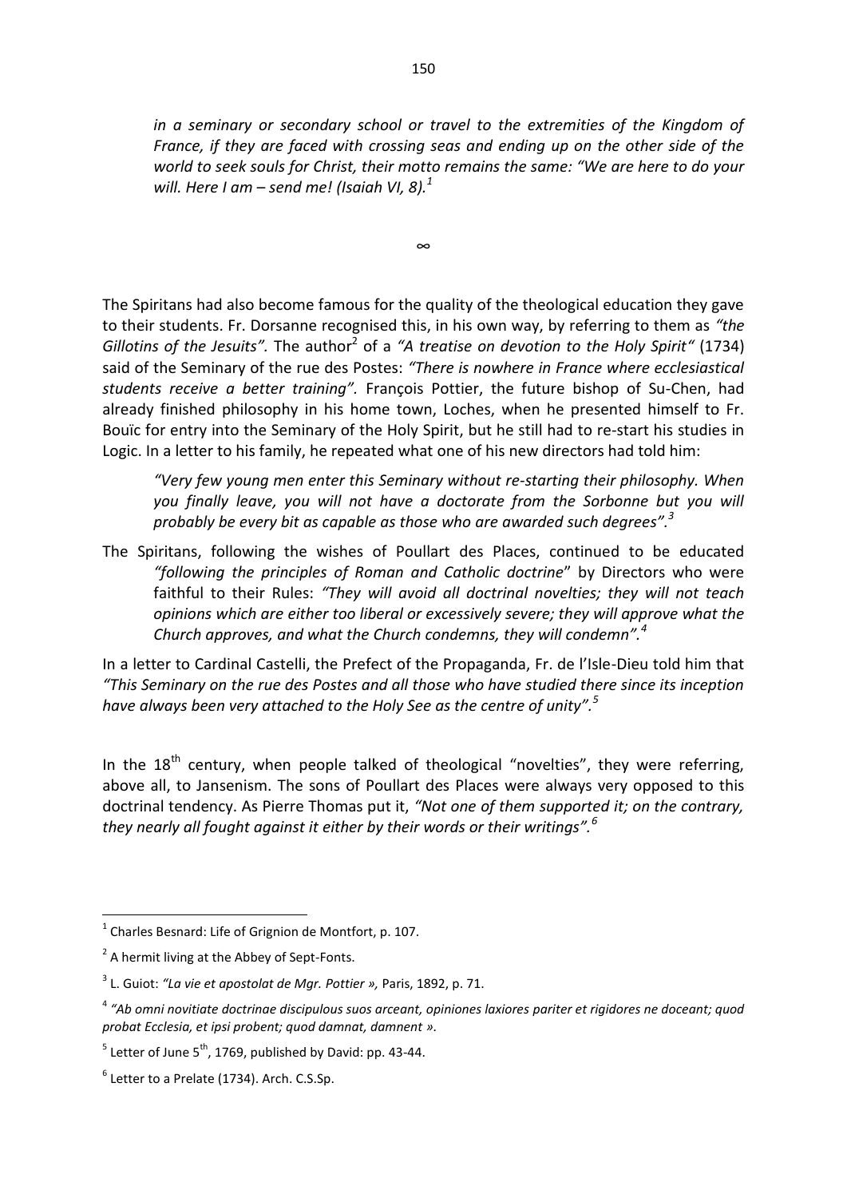*in a seminary or secondary school or travel to the extremities of the Kingdom of France, if they are faced with crossing seas and ending up on the other side of the world to seek souls for Christ, their motto remains the same: "We are here to do your will. Here I am – send me! (Isaiah VI, 8).*[1]

∞

The Spiritans had also become famous for the quality of the theological education they gave to their students. Fr. Dorsanne recognised this, in his own way, by referring to them as *"the Gillotins of the Jesuits".* The author[2] of a *"A treatise on devotion to the Holy Spirit"* (1734) said of the Seminary of the rue des Postes: *"There is nowhere in France where ecclesiastical students receive a better training".* François Pottier, the future bishop of Su-Chen, had already finished philosophy in his home town, Loches, when he presented himself to Fr. Bouïc for entry into the Seminary of the Holy Spirit, but he still had to re-start his studies in Logic. In a letter to his family, he repeated what one of his new directors had told him:

> *"Very few young men enter this Seminary without re-starting their philosophy. When you finally leave, you will not have a doctorate from the Sorbonne but you will probably be every bit as capable as those who are awarded such degrees".*[3]

The Spiritans, following the wishes of Poullart des Places, continued to be educated *"following the principles of Roman and Catholic doctrine*" by Directors who were faithful to their Rules: *"They will avoid all doctrinal novelties; they will not teach opinions which are either too liberal or excessively severe; they will approve what the Church approves, and what the Church condemns, they will condemn".*[4]

In a letter to Cardinal Castelli, the Prefect of the Propaganda, Fr. de l'Isle-Dieu told him that *"This Seminary on the rue des Postes and all those who have studied there since its inception have always been very attached to the Holy See as the centre of unity".*[5]

In the 18th century, when people talked of theological "novelties", they were referring, above all, to Jansenism. The sons of Poullart des Places were always very opposed to this doctrinal tendency. As Pierre Thomas put it, *"Not one of them supported it; on the contrary, they nearly all fought against it either by their words or their writings".*[6]

---

[1] Charles Besnard: Life of Grignion de Montfort, p. 107.

[2] A hermit living at the Abbey of Sept-Fonts.

[3] L. Guiot: *"La vie et apostolat de Mgr. Pottier »,* Paris, 1892, p. 71.

[4] *"Ab omni novitiate doctrinae discipulous suos arceant, opiniones laxiores pariter et rigidores ne doceant; quod probat Ecclesia, et ipsi probent; quod damnat, damnent ».*

[5] Letter of June 5th, 1769, published by David: pp. 43-44.

[6] Letter to a Prelate (1734). Arch. C.S.Sp.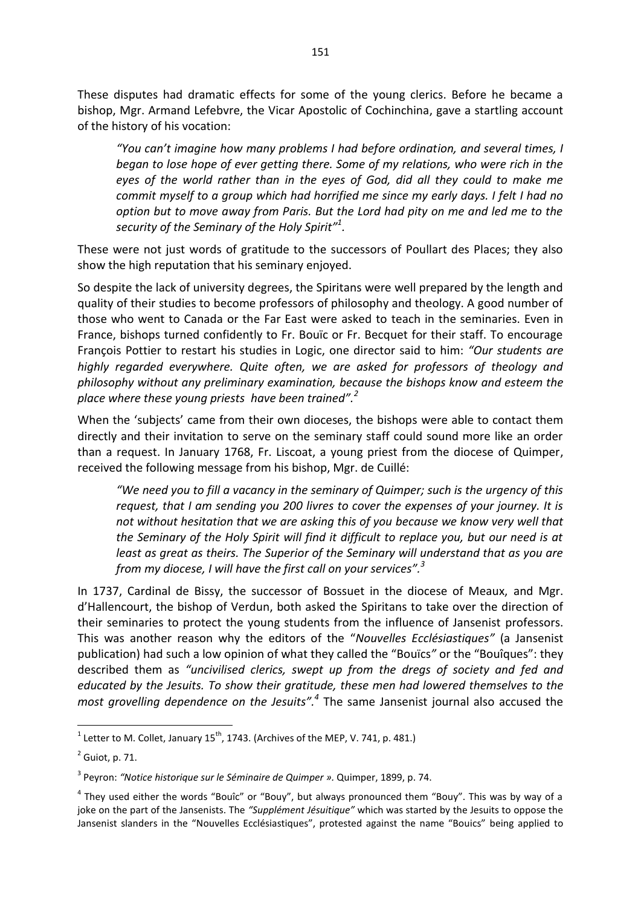These disputes had dramatic effects for some of the young clerics. Before he became a bishop, Mgr. Armand Lefebvre, the Vicar Apostolic of Cochinchina, gave a startling account of the history of his vocation:

> *"You can't imagine how many problems I had before ordination, and several times, I began to lose hope of ever getting there. Some of my relations, who were rich in the eyes of the world rather than in the eyes of God, did all they could to make me commit myself to a group which had horrified me since my early days. I felt I had no option but to move away from Paris. But the Lord had pity on me and led me to the security of the Seminary of the Holy Spirit"*[1].

These were not just words of gratitude to the successors of Poullart des Places; they also show the high reputation that his seminary enjoyed.

So despite the lack of university degrees, the Spiritans were well prepared by the length and quality of their studies to become professors of philosophy and theology. A good number of those who went to Canada or the Far East were asked to teach in the seminaries. Even in France, bishops turned confidently to Fr. Bouïc or Fr. Becquet for their staff. To encourage François Pottier to restart his studies in Logic, one director said to him: *"Our students are highly regarded everywhere. Quite often, we are asked for professors of theology and philosophy without any preliminary examination, because the bishops know and esteem the place where these young priests have been trained".*[2]

When the 'subjects' came from their own dioceses, the bishops were able to contact them directly and their invitation to serve on the seminary staff could sound more like an order than a request. In January 1768, Fr. Liscoat, a young priest from the diocese of Quimper, received the following message from his bishop, Mgr. de Cuillé:

> *"We need you to fill a vacancy in the seminary of Quimper; such is the urgency of this request, that I am sending you 200 livres to cover the expenses of your journey. It is not without hesitation that we are asking this of you because we know very well that the Seminary of the Holy Spirit will find it difficult to replace you, but our need is at least as great as theirs. The Superior of the Seminary will understand that as you are from my diocese, I will have the first call on your services".*[3]

In 1737, Cardinal de Bissy, the successor of Bossuet in the diocese of Meaux, and Mgr. d'Hallencourt, the bishop of Verdun, both asked the Spiritans to take over the direction of their seminaries to protect the young students from the influence of Jansenist professors. This was another reason why the editors of the "*Nouvelles Ecclésiastiques"* (a Jansenist publication) had such a low opinion of what they called the "Bouïcs*"* or the "Bouîques": they described them as *"uncivilised clerics, swept up from the dregs of society and fed and educated by the Jesuits. To show their gratitude, these men had lowered themselves to the most grovelling dependence on the Jesuits".*[4] The same Jansenist journal also accused the

---

[1] Letter to M. Collet, January 15th, 1743. (Archives of the MEP, V. 741, p. 481.)

[2] Guiot, p. 71.

[3] Peyron: *"Notice historique sur le Séminaire de Quimper ».* Quimper, 1899, p. 74.

[4] They used either the words "Bouîc" or "Bouy", but always pronounced them "Bouy". This was by way of a joke on the part of the Jansenists. The *"Supplément Jésuitique"* which was started by the Jesuits to oppose the Jansenist slanders in the "Nouvelles Ecclésiastiques", protested against the name "Bouics" being applied to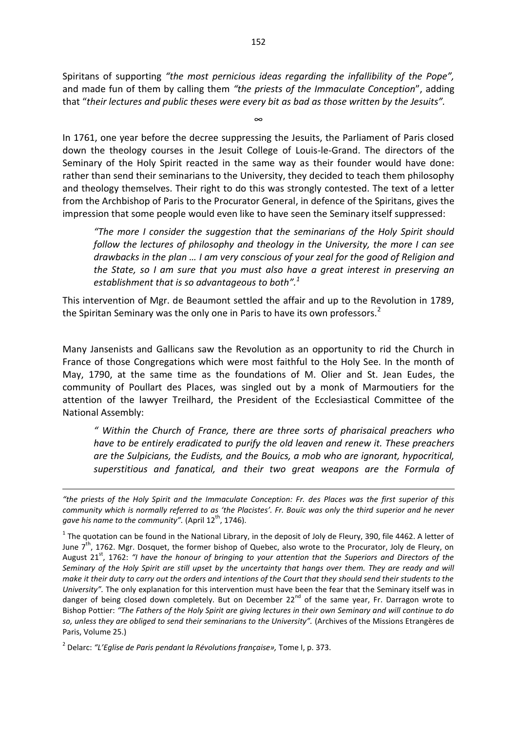Spiritans of supporting *"the most pernicious ideas regarding the infallibility of the Pope",* and made fun of them by calling them *"the priests of the Immaculate Conception*", adding that "*their lectures and public theses were every bit as bad as those written by the Jesuits".*

∞

In 1761, one year before the decree suppressing the Jesuits, the Parliament of Paris closed down the theology courses in the Jesuit College of Louis-le-Grand. The directors of the Seminary of the Holy Spirit reacted in the same way as their founder would have done: rather than send their seminarians to the University, they decided to teach them philosophy and theology themselves. Their right to do this was strongly contested. The text of a letter from the Archbishop of Paris to the Procurator General, in defence of the Spiritans, gives the impression that some people would even like to have seen the Seminary itself suppressed:

> *"The more I consider the suggestion that the seminarians of the Holy Spirit should follow the lectures of philosophy and theology in the University, the more I can see drawbacks in the plan … I am very conscious of your zeal for the good of Religion and the State, so I am sure that you must also have a great interest in preserving an establishment that is so advantageous to both".*[1]

This intervention of Mgr. de Beaumont settled the affair and up to the Revolution in 1789, the Spiritan Seminary was the only one in Paris to have its own professors.[2]

Many Jansenists and Gallicans saw the Revolution as an opportunity to rid the Church in France of those Congregations which were most faithful to the Holy See. In the month of May, 1790, at the same time as the foundations of M. Olier and St. Jean Eudes, the community of Poullart des Places, was singled out by a monk of Marmoutiers for the attention of the lawyer Treilhard, the President of the Ecclesiastical Committee of the National Assembly:

> *" Within the Church of France, there are three sorts of pharisaical preachers who have to be entirely eradicated to purify the old leaven and renew it. These preachers are the Sulpicians, the Eudists, and the Bouics, a mob who are ignorant, hypocritical, superstitious and fanatical, and their two great weapons are the Formula of*

---

*"the priests of the Holy Spirit and the Immaculate Conception: Fr. des Places was the first superior of this community which is normally referred to as 'the Placistes'. Fr. Bouïc was only the third superior and he never gave his name to the community".* (April 12th, 1746).

[1] The quotation can be found in the National Library, in the deposit of Joly de Fleury, 390, file 4462. A letter of June 7th, 1762. Mgr. Dosquet, the former bishop of Quebec, also wrote to the Procurator, Joly de Fleury, on August 21st, 1762: *"I have the honour of bringing to your attention that the Superiors and Directors of the Seminary of the Holy Spirit are still upset by the uncertainty that hangs over them. They are ready and will make it their duty to carry out the orders and intentions of the Court that they should send their students to the University".* The only explanation for this intervention must have been the fear that the Seminary itself was in danger of being closed down completely. But on December 22nd of the same year, Fr. Darragon wrote to Bishop Pottier: *"The Fathers of the Holy Spirit are giving lectures in their own Seminary and will continue to do so, unless they are obliged to send their seminarians to the University".* (Archives of the Missions Etrangères de Paris, Volume 25.)

[2] Delarc: *"L'Eglise de Paris pendant la Révolutions française»,* Tome I, p. 373.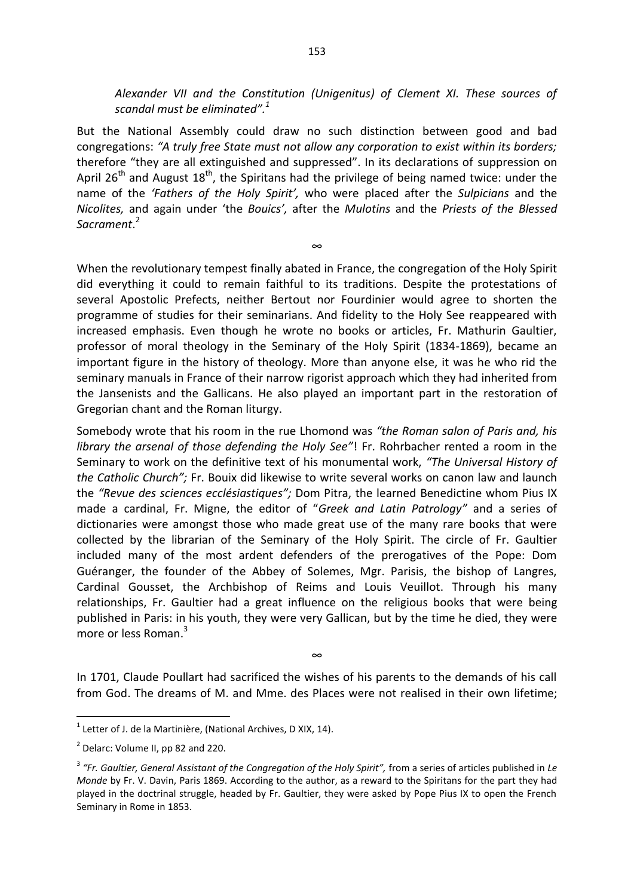*Alexander VII and the Constitution (Unigenitus) of Clement XI. These sources of scandal must be eliminated".*[1]

But the National Assembly could draw no such distinction between good and bad congregations: *"A truly free State must not allow any corporation to exist within its borders;* therefore "they are all extinguished and suppressed". In its declarations of suppression on April 26th and August 18th, the Spiritans had the privilege of being named twice: under the name of the *'Fathers of the Holy Spirit',* who were placed after the *Sulpicians* and the *Nicolites,* and again under 'the *Bouics',* after the *Mulotins* and the *Priests of the Blessed Sacrament*.[2]

∞

When the revolutionary tempest finally abated in France, the congregation of the Holy Spirit did everything it could to remain faithful to its traditions. Despite the protestations of several Apostolic Prefects, neither Bertout nor Fourdinier would agree to shorten the programme of studies for their seminarians. And fidelity to the Holy See reappeared with increased emphasis. Even though he wrote no books or articles, Fr. Mathurin Gaultier, professor of moral theology in the Seminary of the Holy Spirit (1834-1869), became an important figure in the history of theology. More than anyone else, it was he who rid the seminary manuals in France of their narrow rigorist approach which they had inherited from the Jansenists and the Gallicans. He also played an important part in the restoration of Gregorian chant and the Roman liturgy.

Somebody wrote that his room in the rue Lhomond was *"the Roman salon of Paris and, his library the arsenal of those defending the Holy See"*! Fr. Rohrbacher rented a room in the Seminary to work on the definitive text of his monumental work, *"The Universal History of the Catholic Church";* Fr. Bouix did likewise to write several works on canon law and launch the *"Revue des sciences ecclésiastiques";* Dom Pitra, the learned Benedictine whom Pius IX made a cardinal, Fr. Migne, the editor of "*Greek and Latin Patrology"* and a series of dictionaries were amongst those who made great use of the many rare books that were collected by the librarian of the Seminary of the Holy Spirit. The circle of Fr. Gaultier included many of the most ardent defenders of the prerogatives of the Pope: Dom Guéranger, the founder of the Abbey of Solemes, Mgr. Parisis, the bishop of Langres, Cardinal Gousset, the Archbishop of Reims and Louis Veuillot. Through his many relationships, Fr. Gaultier had a great influence on the religious books that were being published in Paris: in his youth, they were very Gallican, but by the time he died, they were more or less Roman.[3]

∞

In 1701, Claude Poullart had sacrificed the wishes of his parents to the demands of his call from God. The dreams of M. and Mme. des Places were not realised in their own lifetime;

---

[1] Letter of J. de la Martinière, (National Archives, D XIX, 14).

[2] Delarc: Volume II, pp 82 and 220.

[3] *"Fr. Gaultier, General Assistant of the Congregation of the Holy Spirit",* from a series of articles published in *Le Monde* by Fr. V. Davin, Paris 1869. According to the author, as a reward to the Spiritans for the part they had played in the doctrinal struggle, headed by Fr. Gaultier, they were asked by Pope Pius IX to open the French Seminary in Rome in 1853.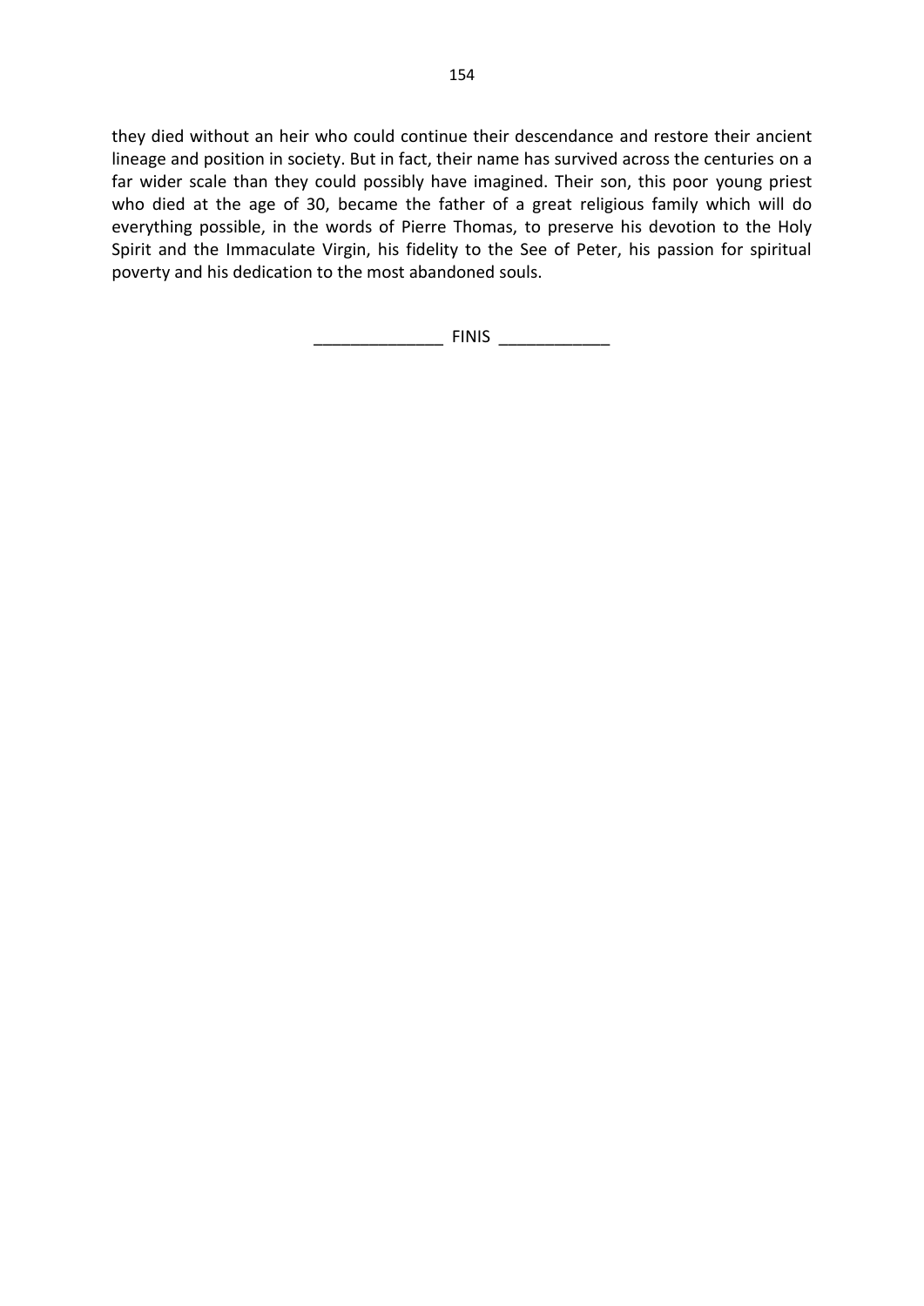they died without an heir who could continue their descendance and restore their ancient lineage and position in society. But in fact, their name has survived across the centuries on a far wider scale than they could possibly have imagined. Their son, this poor young priest who died at the age of 30, became the father of a great religious family which will do everything possible, in the words of Pierre Thomas, to preserve his devotion to the Holy Spirit and the Immaculate Virgin, his fidelity to the See of Peter, his passion for spiritual poverty and his dedication to the most abandoned souls.

______________ FINIS ____________